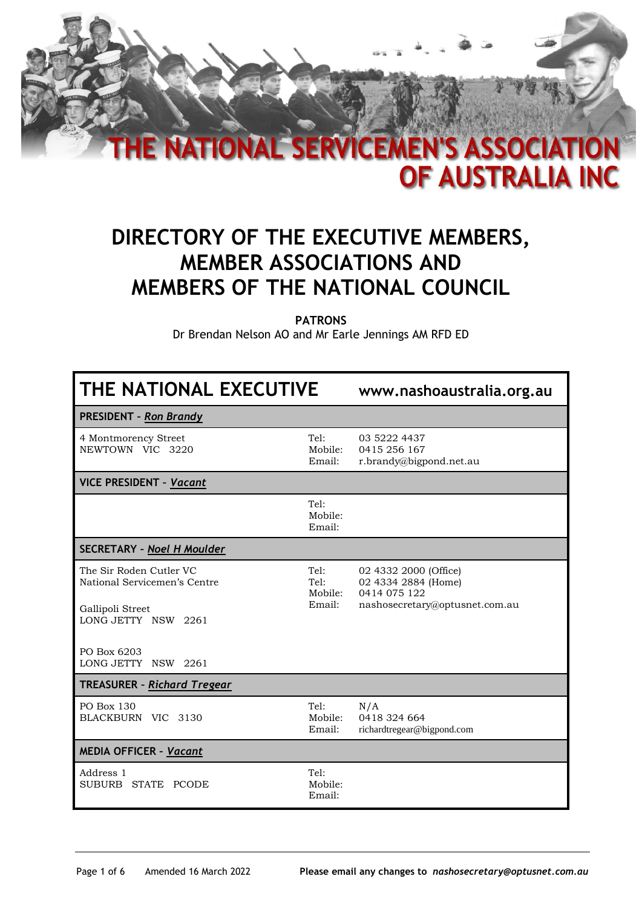# THE NATIONAL SERVICEMEN'S ASSOCIATION OF AUSTRALIA INC

## DIRECTORY OF THE EXECUTIVE MEMBERS, MEMBER ASSOCIATIONS AND MEMBERS OF THE NATIONAL COUNCIL

**PATRONS**

Dr Brendan Nelson AO and Mr Earle Jennings AM RFD ED

| THE NATIONAL EXECUTIVE | | www.nashoaustralia.org.au |
|---|---|---|
| **PRESIDENT – *Ron Brandy*** | | |
| 4 Montmorency Street<br>NEWTOWN VIC 3220 | Tel:<br>Mobile:<br>Email: | 03 5222 4437<br>0415 256 167<br>r.brandy@bigpond.net.au |
| **VICE PRESIDENT – *Vacant*** | | |
| | Tel:<br>Mobile:<br>Email: | |
| **SECRETARY – *Noel H Moulder*** | | |
| The Sir Roden Cutler VC<br>National Servicemen's Centre<br><br>Gallipoli Street<br>LONG JETTY NSW 2261<br><br>PO Box 6203<br>LONG JETTY NSW 2261 | Tel:<br>Tel:<br>Mobile:<br>Email: | 02 4332 2000 (Office)<br>02 4334 2884 (Home)<br>0414 075 122<br>nashosecretary@optusnet.com.au |
| **TREASURER – *Richard Tregear*** | | |
| PO Box 130<br>BLACKBURN VIC 3130 | Tel:<br>Mobile:<br>Email: | N/A<br>0418 324 664<br>richardtregear@bigpond.com |
| **MEDIA OFFICER – *Vacant*** | | |
| Address 1<br>SUBURB STATE PCODE | Tel:<br>Mobile:<br>Email: | |

Amended 16 March 2022 **Please email any changes to *nashosecretary@optusnet.com.au***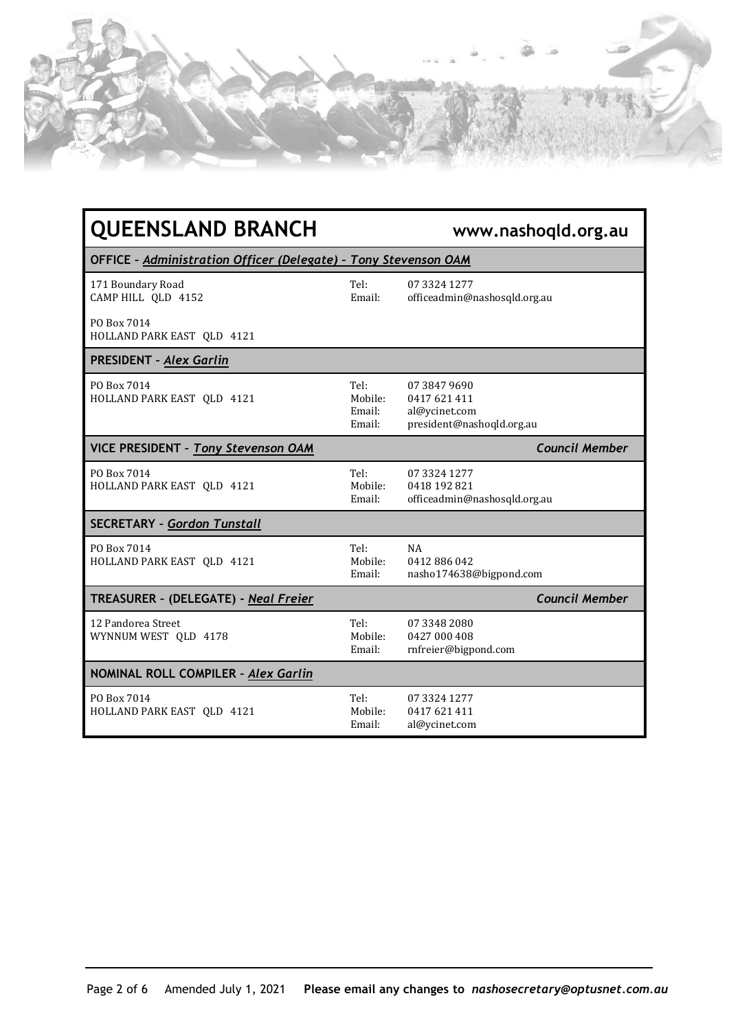# QUEENSLAND BRANCH

**www.nashoqld.org.au**

## OFFICE – *Administration Officer (Delegate) – Tony Stevenson OAM*

171 Boundary Road
CAMP HILL QLD 4152

PO Box 7014
HOLLAND PARK EAST QLD 4121

Tel: 07 3324 1277
Email: officeadmin@nashosqld.org.au

## PRESIDENT – *Alex Garlin*

PO Box 7014
HOLLAND PARK EAST QLD 4121

Tel: 07 3847 9690
Mobile: 0417 621 411
Email: al@ycinet.com
Email: president@nashoqld.org.au

## VICE PRESIDENT – *Tony Stevenson OAM*

*Council Member*

PO Box 7014
HOLLAND PARK EAST QLD 4121

Tel: 07 3324 1277
Mobile: 0418 192 821
Email: officeadmin@nashosqld.org.au

## SECRETARY – *Gordon Tunstall*

PO Box 7014
HOLLAND PARK EAST QLD 4121

Tel: NA
Mobile: 0412 886 042
Email: nasho174638@bigpond.com

## TREASURER – (DELEGATE) - *Neal Freier*

*Council Member*

12 Pandorea Street
WYNNUM WEST QLD 4178

Tel: 07 3348 2080
Mobile: 0427 000 408
Email: rnfreier@bigpond.com

## NOMINAL ROLL COMPILER – *Alex Garlin*

PO Box 7014
HOLLAND PARK EAST QLD 4121

Tel: 07 3324 1277
Mobile: 0417 621 411
Email: al@ycinet.com

Amended July 1, 2021 **Please email any changes to** ***nashosecretary@optusnet.com.au***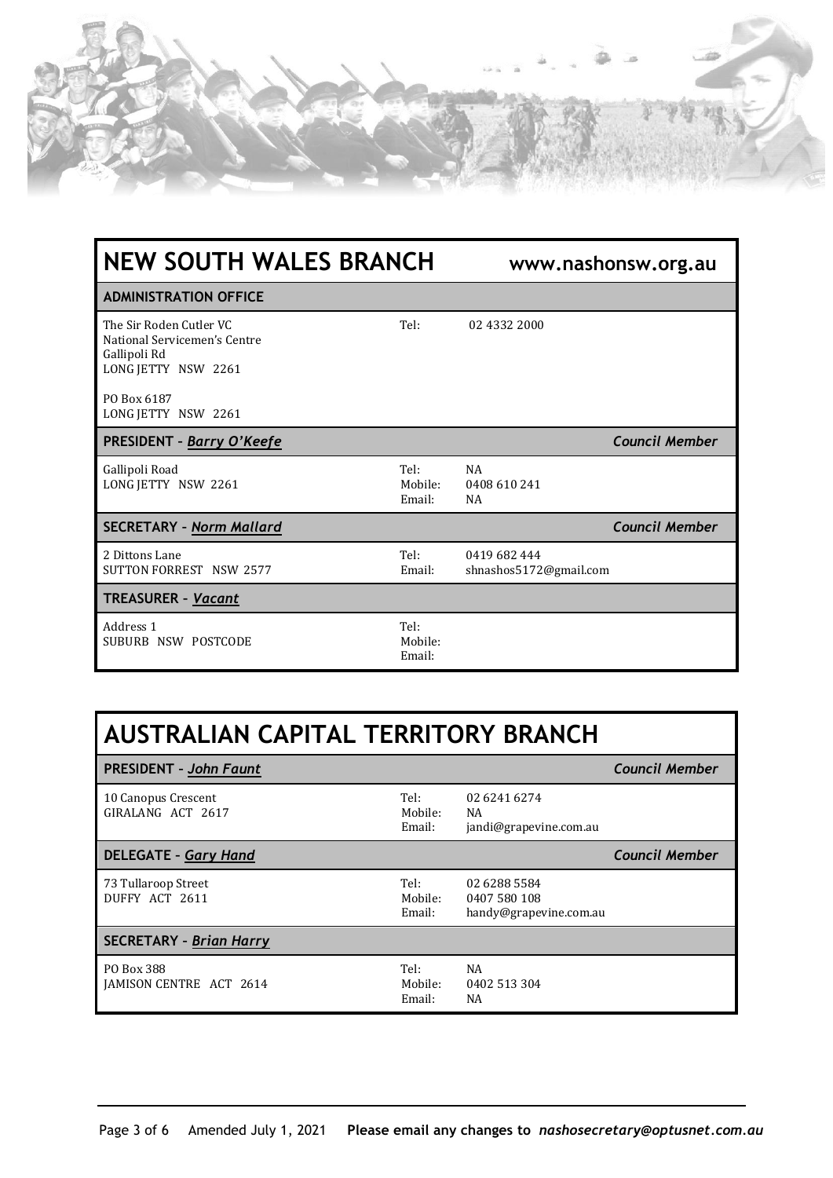## NEW SOUTH WALES BRANCH

**www.nashonsw.org.au**

### ADMINISTRATION OFFICE

The Sir Roden Cutler VC
National Servicemen's Centre
Gallipoli Rd
LONG JETTY NSW 2261

PO Box 6187
LONG JETTY NSW 2261

Tel: 02 4332 2000

### PRESIDENT – *Barry O'Keefe* — *Council Member*

Gallipoli Road
LONG JETTY NSW 2261

Tel: NA
Mobile: 0408 610 241
Email: NA

### SECRETARY – *Norm Mallard* — *Council Member*

2 Dittons Lane
SUTTON FORREST NSW 2577

Tel: 0419 682 444
Email: shnashos5172@gmail.com

### TREASURER – *Vacant*

Address 1
SUBURB NSW POSTCODE

Tel:
Mobile:
Email:

## AUSTRALIAN CAPITAL TERRITORY BRANCH

### PRESIDENT – *John Faunt* — *Council Member*

10 Canopus Crescent
GIRALANG ACT 2617

Tel: 02 6241 6274
Mobile: NA
Email: jandi@grapevine.com.au

### DELEGATE – *Gary Hand* — *Council Member*

73 Tullaroop Street
DUFFY ACT 2611

Tel: 02 6288 5584
Mobile: 0407 580 108
Email: handy@grapevine.com.au

### SECRETARY – *Brian Harry*

PO Box 388
JAMISON CENTRE ACT 2614

Tel: NA
Mobile: 0402 513 304
Email: NA

Amended July 1, 2021 **Please email any changes to** ***nashosecretary@optusnet.com.au***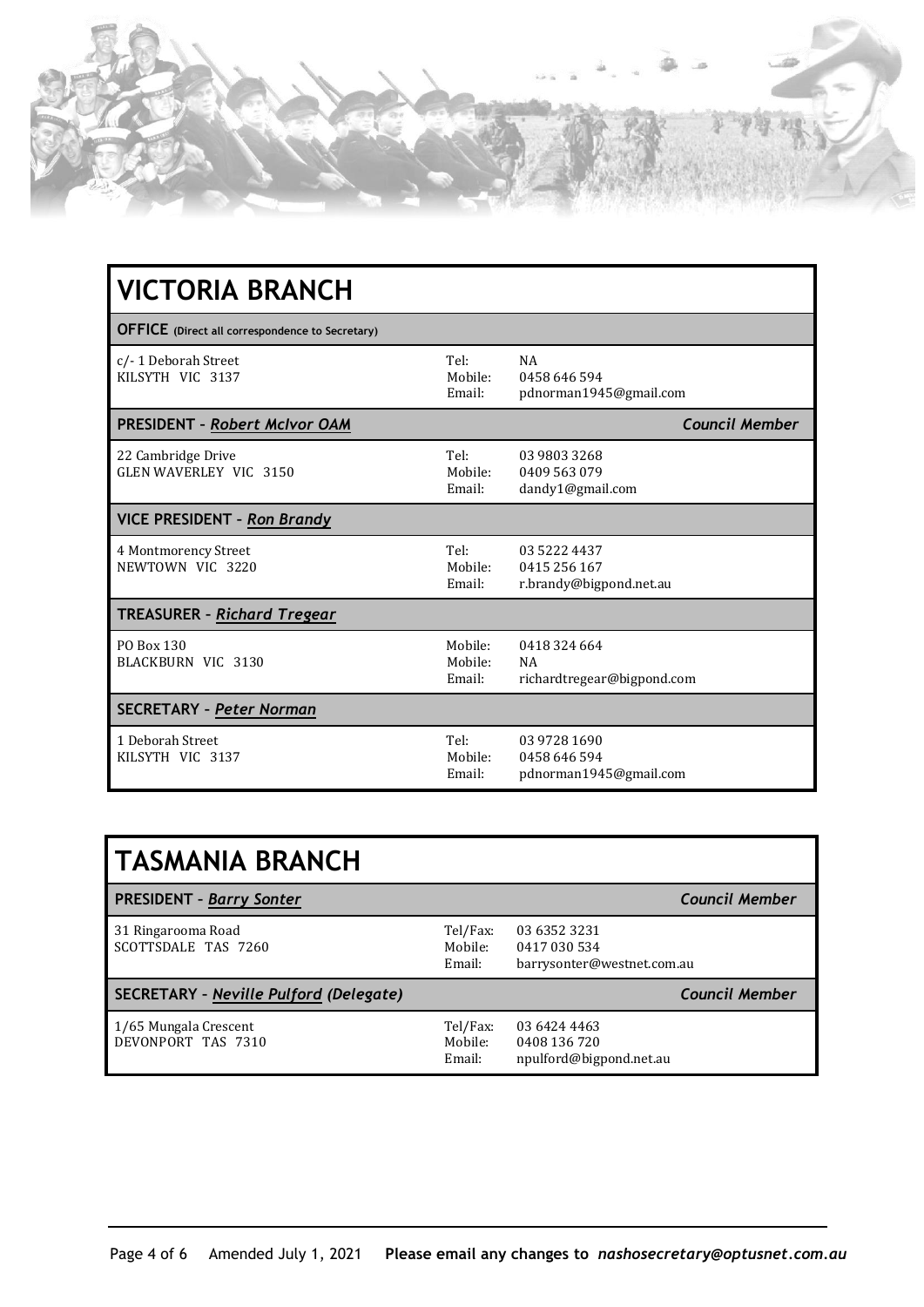## VICTORIA BRANCH

**OFFICE** (Direct all correspondence to Secretary)

c/- 1 Deborah Street
KILSYTH VIC 3137

Tel: NA
Mobile: 0458 646 594
Email: pdnorman1945@gmail.com

**PRESIDENT – *Robert McIvor OAM*** — *Council Member*

22 Cambridge Drive
GLEN WAVERLEY VIC 3150

Tel: 03 9803 3268
Mobile: 0409 563 079
Email: dandy1@gmail.com

**VICE PRESIDENT – *Ron Brandy***

4 Montmorency Street
NEWTOWN VIC 3220

Tel: 03 5222 4437
Mobile: 0415 256 167
Email: r.brandy@bigpond.net.au

**TREASURER – *Richard Tregear***

PO Box 130
BLACKBURN VIC 3130

Mobile: 0418 324 664
Mobile: NA
Email: richardtregear@bigpond.com

**SECRETARY – *Peter Norman***

1 Deborah Street
KILSYTH VIC 3137

Tel: 03 9728 1690
Mobile: 0458 646 594
Email: pdnorman1945@gmail.com

## TASMANIA BRANCH

**PRESIDENT – *Barry Sonter*** — *Council Member*

31 Ringarooma Road
SCOTTSDALE TAS 7260

Tel/Fax: 03 6352 3231
Mobile: 0417 030 534
Email: barrysonter@westnet.com.au

**SECRETARY – *Neville Pulford (Delegate)*** — *Council Member*

1/65 Mungala Crescent
DEVONPORT TAS 7310

Tel/Fax: 03 6424 4463
Mobile: 0408 136 720
Email: npulford@bigpond.net.au

Amended July 1, 2021 **Please email any changes to *nashosecretary@optusnet.com.au***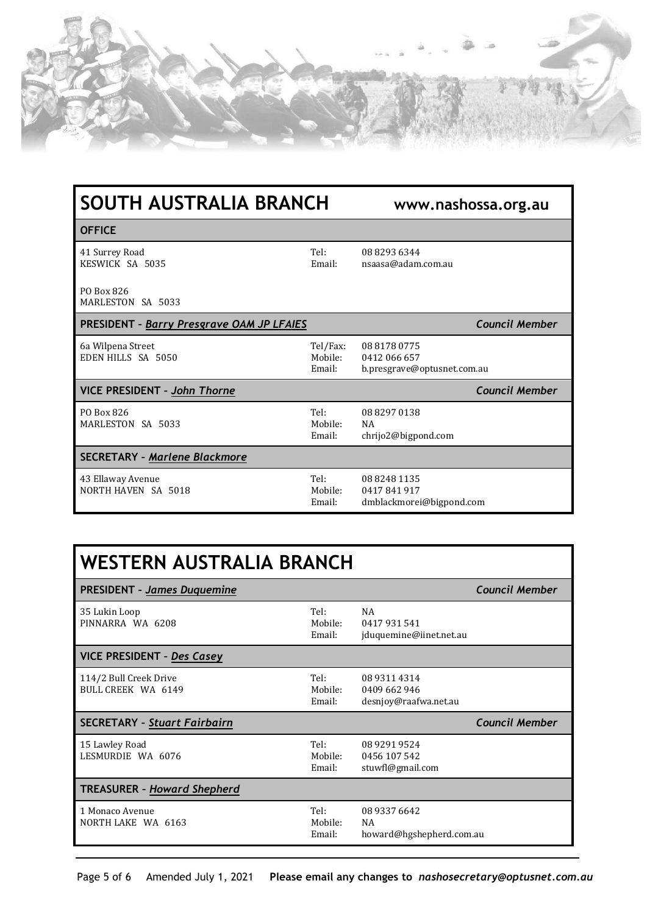## SOUTH AUSTRALIA BRANCH

**www.nashossa.org.au**

### OFFICE

41 Surrey Road
KESWICK SA 5035

PO Box 826
MARLESTON SA 5033

Tel: 08 8293 6344
Email: nsaasa@adam.com.au

### PRESIDENT – *Barry Presgrave OAM JP LFAIES* — *Council Member*

6a Wilpena Street
EDEN HILLS SA 5050

Tel/Fax: 08 8178 0775
Mobile: 0412 066 657
Email: b.presgrave@optusnet.com.au

### VICE PRESIDENT – *John Thorne* — *Council Member*

PO Box 826
MARLESTON SA 5033

Tel: 08 8297 0138
Mobile: NA
Email: chrijo2@bigpond.com

### SECRETARY – *Marlene Blackmore*

43 Ellaway Avenue
NORTH HAVEN SA 5018

Tel: 08 8248 1135
Mobile: 0417 841 917
Email: dmblackmorei@bigpond.com

## WESTERN AUSTRALIA BRANCH

### PRESIDENT – *James Duquemine* — *Council Member*

35 Lukin Loop
PINNARRA WA 6208

Tel: NA
Mobile: 0417 931 541
Email: jduquemine@iinet.net.au

### VICE PRESIDENT – *Des Casey*

114/2 Bull Creek Drive
BULL CREEK WA 6149

Tel: 08 9311 4314
Mobile: 0409 662 946
Email: desnjoy@raafwa.net.au

### SECRETARY – *Stuart Fairbairn* — *Council Member*

15 Lawley Road
LESMURDIE WA 6076

Tel: 08 9291 9524
Mobile: 0456 107 542
Email: stuwfl@gmail.com

### TREASURER – *Howard Shepherd*

1 Monaco Avenue
NORTH LAKE WA 6163

Tel: 08 9337 6642
Mobile: NA
Email: howard@hgshepherd.com.au

Amended July 1, 2021 **Please email any changes to** ***nashosecretary@optusnet.com.au***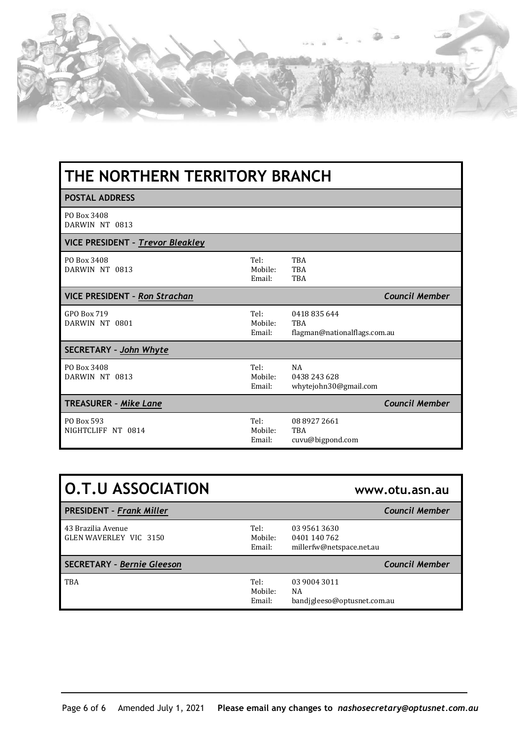# THE NORTHERN TERRITORY BRANCH

**POSTAL ADDRESS**

PO Box 3408
DARWIN NT 0813

**VICE PRESIDENT – *Trevor Bleakley***

| | | |
|---|---|---|
| PO Box 3408<br>DARWIN NT 0813 | Tel:<br>Mobile:<br>Email: | TBA<br>TBA<br>TBA |

**VICE PRESIDENT – *Ron Strachan*** — *Council Member*

| | | |
|---|---|---|
| GPO Box 719<br>DARWIN NT 0801 | Tel:<br>Mobile:<br>Email: | 0418 835 644<br>TBA<br>flagman@nationalflags.com.au |

**SECRETARY – *John Whyte***

| | | |
|---|---|---|
| PO Box 3408<br>DARWIN NT 0813 | Tel:<br>Mobile:<br>Email: | NA<br>0438 243 628<br>whytejohn30@gmail.com |

**TREASURER – *Mike Lane*** — *Council Member*

| | | |
|---|---|---|
| PO Box 593<br>NIGHTCLIFF NT 0814 | Tel:<br>Mobile:<br>Email: | 08 8927 2661<br>TBA<br>cuvu@bigpond.com |

# O.T.U ASSOCIATION

**www.otu.asn.au**

**PRESIDENT – *Frank Miller*** — *Council Member*

| | | |
|---|---|---|
| 43 Brazilia Avenue<br>GLEN WAVERLEY VIC 3150 | Tel:<br>Mobile:<br>Email: | 03 9561 3630<br>0401 140 762<br>millerfw@netspace.net.au |

**SECRETARY – *Bernie Gleeson*** — *Council Member*

| | | |
|---|---|---|
| TBA | Tel:<br>Mobile:<br>Email: | 03 9004 3011<br>NA<br>bandjgleeso@optusnet.com.au |

Amended July 1, 2021 **Please email any changes to *nashosecretary@optusnet.com.au***